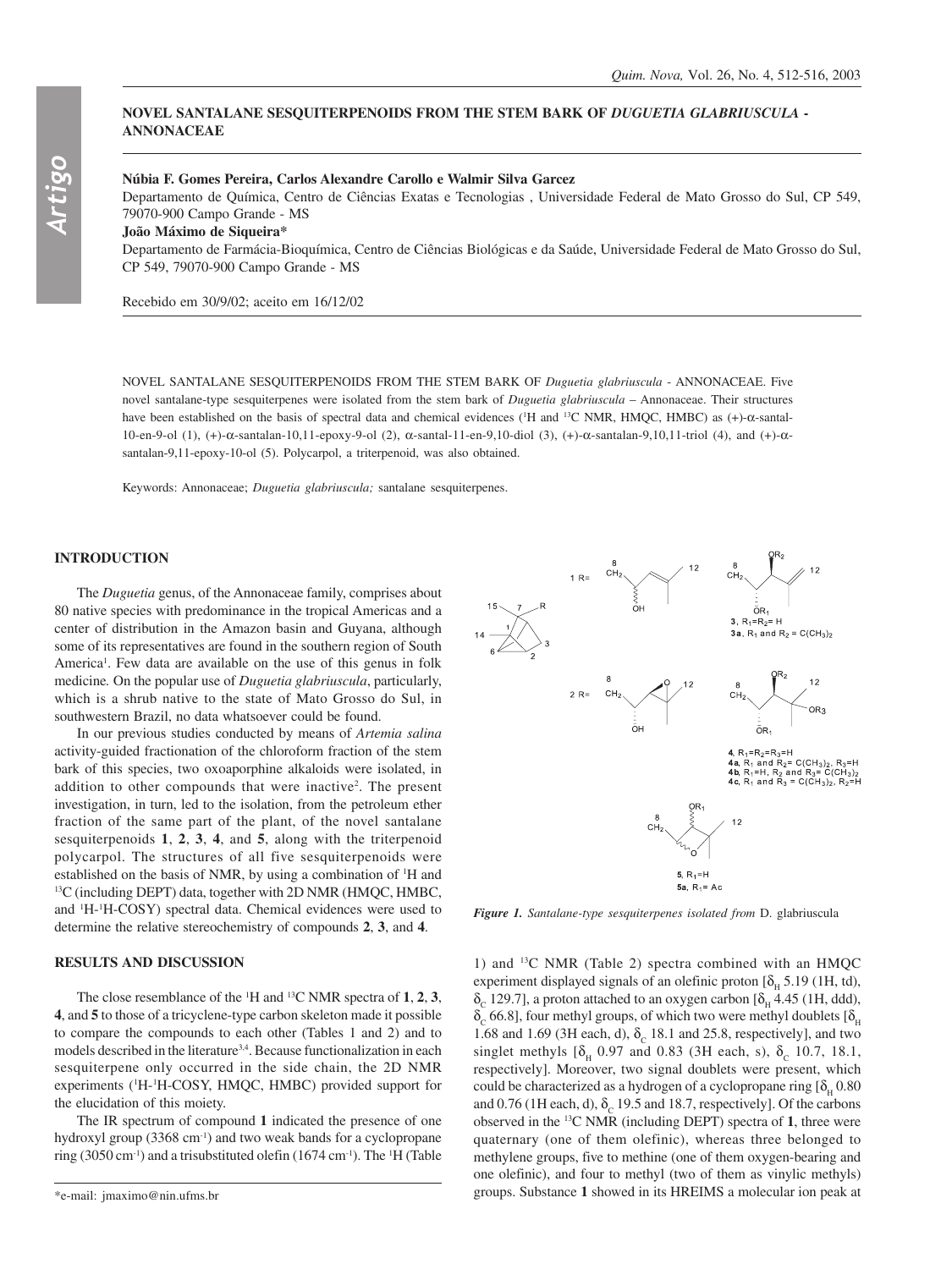# NOVEL SANTALANE SESQUITERPENOIDS FROM THE STEM BARK OF *DUGUETIA GLABRIUSCULA* - ANNONACEAE

**Núbia F. Gomes Pereira, Carlos Alexandre Carollo e Walmir Silva Garcez**

Departamento de Química, Centro de Ciências Exatas e Tecnologias , Universidade Federal de Mato Grosso do Sul, CP 549, 79070-900 Campo Grande - MS

**João Máximo de Siqueira***

Departamento de Farmácia-Bioquímica, Centro de Ciências Biológicas e da Saúde, Universidade Federal de Mato Grosso do Sul, CP 549, 79070-900 Campo Grande - MS

Recebido em 30/9/02; aceito em 16/12/02

NOVEL SANTALANE SESQUITERPENOIDS FROM THE STEM BARK OF *Duguetia glabriuscula* - ANNONACEAE. Five novel santalane-type sesquiterpenes were isolated from the stem bark of *Duguetia glabriuscula* – Annonaceae. Their structures have been established on the basis of spectral data and chemical evidences ($^1$H and $^{13}$C NMR, HMQC, HMBC) as (+)-α-santal-10-en-9-ol (1), (+)-α-santalan-10,11-epoxy-9-ol (2), α-santal-11-en-9,10-diol (3), (+)-α-santalan-9,10,11-triol (4), and (+)-α-santalan-9,11-epoxy-10-ol (5). Polycarpol, a triterpenoid, was also obtained.

Keywords: Annonaceae; *Duguetia glabriuscula;* santalane sesquiterpenes.

## INTRODUCTION

The *Duguetia* genus, of the Annonaceae family, comprises about 80 native species with predominance in the tropical Americas and a center of distribution in the Amazon basin and Guyana, although some of its representatives are found in the southern region of South America[1]. Few data are available on the use of this genus in folk medicine. On the popular use of *Duguetia glabriuscula*, particularly, which is a shrub native to the state of Mato Grosso do Sul, in southwestern Brazil, no data whatsoever could be found.

In our previous studies conducted by means of *Artemia salina* activity-guided fractionation of the chloroform fraction of the stem bark of this species, two oxoaporphine alkaloids were isolated, in addition to other compounds that were inactive[2]. The present investigation, in turn, led to the isolation, from the petroleum ether fraction of the same part of the plant, of the novel santalane sesquiterpenoids **1**, **2**, **3**, **4**, and **5**, along with the triterpenoid polycarpol. The structures of all five sesquiterpenoids were established on the basis of NMR, by using a combination of $^1$H and $^{13}$C (including DEPT) data, together with 2D NMR (HMQC, HMBC, and $^1$H-$^1$H-COSY) spectral data. Chemical evidences were used to determine the relative stereochemistry of compounds **2**, **3**, and **4**.

*Figure 1. Santalane-type sesquiterpenes isolated from* D. glabriuscula

## RESULTS AND DISCUSSION

The close resemblance of the $^1$H and $^{13}$C NMR spectra of **1**, **2**, **3**, **4**, and **5** to those of a tricyclene-type carbon skeleton made it possible to compare the compounds to each other (Tables 1 and 2) and to models described in the literature[3,4]. Because functionalization in each sesquiterpene only occurred in the side chain, the 2D NMR experiments ($^1$H-$^1$H-COSY, HMQC, HMBC) provided support for the elucidation of this moiety.

The IR spectrum of compound **1** indicated the presence of one hydroxyl group (3368 cm$^{-1}$) and two weak bands for a cyclopropane ring (3050 cm$^{-1}$) and a trisubstituted olefin (1674 cm$^{-1}$). The $^1$H (Table 1) and $^{13}$C NMR (Table 2) spectra combined with an HMQC experiment displayed signals of an olefinic proton [$\delta_H$ 5.19 (1H, td), $\delta_C$ 129.7], a proton attached to an oxygen carbon [$\delta_H$ 4.45 (1H, ddd), $\delta_C$ 66.8], four methyl groups, of which two were methyl doublets [$\delta_H$ 1.68 and 1.69 (3H each, d), $\delta_C$ 18.1 and 25.8, respectively], and two singlet methyls [$\delta_H$ 0.97 and 0.83 (3H each, s), $\delta_C$ 10.7, 18.1, respectively]. Moreover, two signal doublets were present, which could be characterized as a hydrogen of a cyclopropane ring [$\delta_H$ 0.80 and 0.76 (1H each, d), $\delta_C$ 19.5 and 18.7, respectively]. Of the carbons observed in the $^{13}$C NMR (including DEPT) spectra of **1**, three were quaternary (one of them olefinic), whereas three belonged to methylene groups, five to methine (one of them oxygen-bearing and one olefinic), and four to methyl (two of them as vinylic methyls) groups. Substance **1** showed in its HREIMS a molecular ion peak at

*e-mail: jmaximo@nin.ufms.br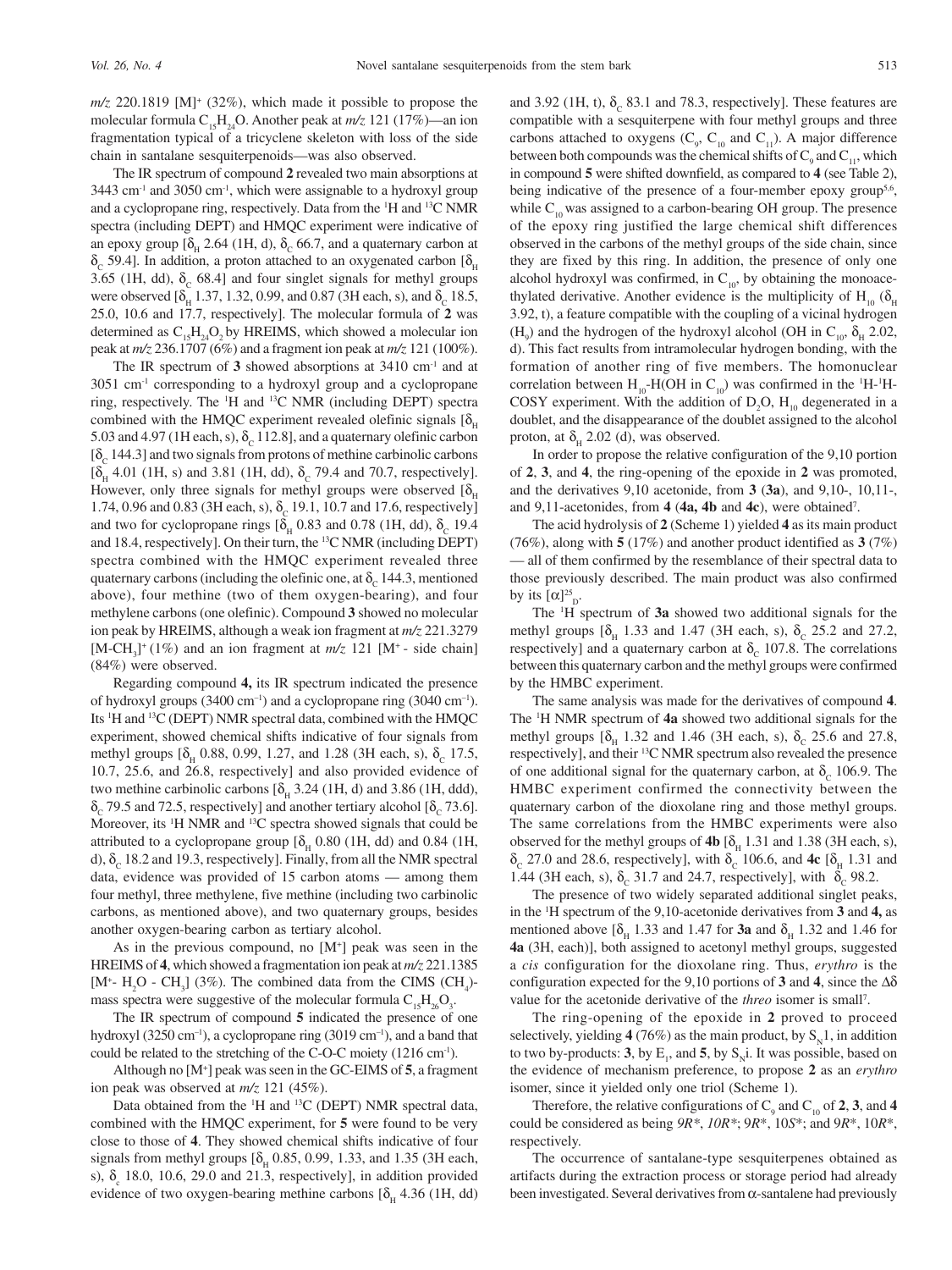$m/z$ 220.1819 [M]$^+$ (32%), which made it possible to propose the molecular formula $C_{15}H_{24}O$. Another peak at $m/z$ 121 (17%)—an ion fragmentation typical of a tricyclene skeleton with loss of the side chain in santalane sesquiterpenoids—was also observed.

The IR spectrum of compound **2** revealed two main absorptions at 3443 cm$^{-1}$ and 3050 cm$^{-1}$, which were assignable to a hydroxyl group and a cyclopropane ring, respectively. Data from the $^1$H and $^{13}$C NMR spectra (including DEPT) and HMQC experiment were indicative of an epoxy group [$\delta_H$ 2.64 (1H, d), $\delta_C$ 66.7, and a quaternary carbon at $\delta_C$ 59.4]. In addition, a proton attached to an oxygenated carbon [$\delta_H$ 3.65 (1H, dd), $\delta_C$ 68.4] and four singlet signals for methyl groups were observed [$\delta_H$ 1.37, 1.32, 0.99, and 0.87 (3H each, s), and $\delta_C$ 18.5, 25.0, 10.6 and 17.7, respectively]. The molecular formula of **2** was determined as $C_{15}H_{24}O_2$ by HREIMS, which showed a molecular ion peak at $m/z$ 236.1707 (6%) and a fragment ion peak at $m/z$ 121 (100%).

The IR spectrum of **3** showed absorptions at 3410 cm$^{-1}$ and at 3051 cm$^{-1}$ corresponding to a hydroxyl group and a cyclopropane ring, respectively. The $^1$H and $^{13}$C NMR (including DEPT) spectra combined with the HMQC experiment revealed olefinic signals [$\delta_H$ 5.03 and 4.97 (1H each, s), $\delta_C$ 112.8], and a quaternary olefinic carbon [$\delta_C$ 144.3] and two signals from protons of methine carbinolic carbons [$\delta_H$ 4.01 (1H, s) and 3.81 (1H, dd), $\delta_C$ 79.4 and 70.7, respectively]. However, only three signals for methyl groups were observed [$\delta_H$ 1.74, 0.96 and 0.83 (3H each, s), $\delta_C$ 19.1, 10.7 and 17.6, respectively] and two for cyclopropane rings [$\delta_H$ 0.83 and 0.78 (1H, dd), $\delta_C$ 19.4 and 18.4, respectively]. On their turn, the $^{13}$C NMR (including DEPT) spectra combined with the HMQC experiment revealed three quaternary carbons (including the olefinic one, at $\delta_C$ 144.3, mentioned above), four methine (two of them oxygen-bearing), and four methylene carbons (one olefinic). Compound **3** showed no molecular ion peak by HREIMS, although a weak ion fragment at $m/z$ 221.3279 [M-$CH_3$]$^+$ (1%) and an ion fragment at $m/z$ 121 [M$^+$ - side chain] (84%) were observed.

Regarding compound **4,** its IR spectrum indicated the presence of hydroxyl groups (3400 cm$^{-1}$) and a cyclopropane ring (3040 cm$^{-1}$). Its $^1$H and $^{13}$C (DEPT) NMR spectral data, combined with the HMQC experiment, showed chemical shifts indicative of four signals from methyl groups [$\delta_H$ 0.88, 0.99, 1.27, and 1.28 (3H each, s), $\delta_C$ 17.5, 10.7, 25.6, and 26.8, respectively] and also provided evidence of two methine carbinolic carbons [$\delta_H$ 3.24 (1H, d) and 3.86 (1H, ddd), $\delta_C$ 79.5 and 72.5, respectively] and another tertiary alcohol [$\delta_C$ 73.6]. Moreover, its $^1$H NMR and $^{13}$C spectra showed signals that could be attributed to a cyclopropane group [$\delta_H$ 0.80 (1H, dd) and 0.84 (1H, d), $\delta_C$ 18.2 and 19.3, respectively]. Finally, from all the NMR spectral data, evidence was provided of 15 carbon atoms — among them four methyl, three methylene, five methine (including two carbinolic carbons, as mentioned above), and two quaternary groups, besides another oxygen-bearing carbon as tertiary alcohol.

As in the previous compound, no [M$^+$] peak was seen in the HREIMS of **4**, which showed a fragmentation ion peak at $m/z$ 221.1385 [M$^+$- $H_2O$ - $CH_3$] (3%). The combined data from the CIMS ($CH_4$)-mass spectra were suggestive of the molecular formula $C_{15}H_{26}O_3$.

The IR spectrum of compound **5** indicated the presence of one hydroxyl (3250 cm$^{-1}$), a cyclopropane ring (3019 cm$^{-1}$), and a band that could be related to the stretching of the C-O-C moiety (1216 cm$^{-1}$).

Although no [M$^+$] peak was seen in the GC-EIMS of **5**, a fragment ion peak was observed at $m/z$ 121 (45%).

Data obtained from the $^1$H and $^{13}$C (DEPT) NMR spectral data, combined with the HMQC experiment, for **5** were found to be very close to those of **4**. They showed chemical shifts indicative of four signals from methyl groups [$\delta_H$ 0.85, 0.99, 1.33, and 1.35 (3H each, s), $\delta_c$ 18.0, 10.6, 29.0 and 21.3, respectively], in addition provided evidence of two oxygen-bearing methine carbons [$\delta_H$ 4.36 (1H, dd) and 3.92 (1H, t), $\delta_C$ 83.1 and 78.3, respectively]. These features are compatible with a sesquiterpene with four methyl groups and three carbons attached to oxygens ($C_9$, $C_{10}$ and $C_{11}$). A major difference between both compounds was the chemical shifts of $C_9$ and $C_{11}$, which in compound **5** were shifted downfield, as compared to **4** (see Table 2), being indicative of the presence of a four-member epoxy group[5,6], while $C_{10}$ was assigned to a carbon-bearing OH group. The presence of the epoxy ring justified the large chemical shift differences observed in the carbons of the methyl groups of the side chain, since they are fixed by this ring. In addition, the presence of only one alcohol hydroxyl was confirmed, in $C_{10}$, by obtaining the monoacethylated derivative. Another evidence is the multiplicity of $H_{10}$ ($\delta_H$ 3.92, t), a feature compatible with the coupling of a vicinal hydrogen ($H_9$) and the hydrogen of the hydroxyl alcohol (OH in $C_{10}$, $\delta_H$ 2.02, d). This fact results from intramolecular hydrogen bonding, with the formation of another ring of five members. The homonuclear correlation between $H_{10}$-H(OH in $C_{10}$) was confirmed in the $^1$H-$^1$H-COSY experiment. With the addition of $D_2O$, $H_{10}$ degenerated in a doublet, and the disappearance of the doublet assigned to the alcohol proton, at $\delta_H$ 2.02 (d), was observed.

In order to propose the relative configuration of the 9,10 portion of **2**, **3**, and **4**, the ring-opening of the epoxide in **2** was promoted, and the derivatives 9,10 acetonide, from **3** (**3a**), and 9,10-, 10,11-, and 9,11-acetonides, from **4** (**4a, 4b** and **4c**), were obtained[7].

The acid hydrolysis of **2** (Scheme 1) yielded **4** as its main product (76%), along with **5** (17%) and another product identified as **3** (7%) — all of them confirmed by the resemblance of their spectral data to those previously described. The main product was also confirmed by its $[\alpha]^{25}_D$.

The $^1$H spectrum of **3a** showed two additional signals for the methyl groups [$\delta_H$ 1.33 and 1.47 (3H each, s), $\delta_C$ 25.2 and 27.2, respectively] and a quaternary carbon at $\delta_C$ 107.8. The correlations between this quaternary carbon and the methyl groups were confirmed by the HMBC experiment.

The same analysis was made for the derivatives of compound **4**. The $^1$H NMR spectrum of **4a** showed two additional signals for the methyl groups [$\delta_H$ 1.32 and 1.46 (3H each, s), $\delta_C$ 25.6 and 27.8, respectively], and their $^{13}$C NMR spectrum also revealed the presence of one additional signal for the quaternary carbon, at $\delta_C$ 106.9. The HMBC experiment confirmed the connectivity between the quaternary carbon of the dioxolane ring and those methyl groups. The same correlations from the HMBC experiments were also observed for the methyl groups of **4b** [$\delta_H$ 1.31 and 1.38 (3H each, s), $\delta_C$ 27.0 and 28.6, respectively], with $\delta_C$ 106.6, and **4c** [$\delta_H$ 1.31 and 1.44 (3H each, s), $\delta_C$ 31.7 and 24.7, respectively], with $\delta_C$ 98.2.

The presence of two widely separated additional singlet peaks, in the $^1$H spectrum of the 9,10-acetonide derivatives from **3** and **4,** as mentioned above [$\delta_H$ 1.33 and 1.47 for **3a** and $\delta_H$ 1.32 and 1.46 for **4a** (3H, each)], both assigned to acetonyl methyl groups, suggested a *cis* configuration for the dioxolane ring. Thus, *erythro* is the configuration expected for the 9,10 portions of **3** and **4**, since the $\Delta\delta$ value for the acetonide derivative of the *threo* isomer is small[7].

The ring-opening of the epoxide in **2** proved to proceed selectively, yielding **4** (76%) as the main product, by $S_N1$, in addition to two by-products: **3**, by $E_1$, and **5**, by $S_Ni$. It was possible, based on the evidence of mechanism preference, to propose **2** as an *erythro* isomer, since it yielded only one triol (Scheme 1).

Therefore, the relative configurations of $C_9$ and $C_{10}$ of **2**, **3**, and **4** could be considered as being *9R\**, *10R\**; 9*R*\*, 10*S*\*; and 9*R*\*, 10*R*\*, respectively.

The occurrence of santalane-type sesquiterpenes obtained as artifacts during the extraction process or storage period had already been investigated. Several derivatives from α-santalene had previously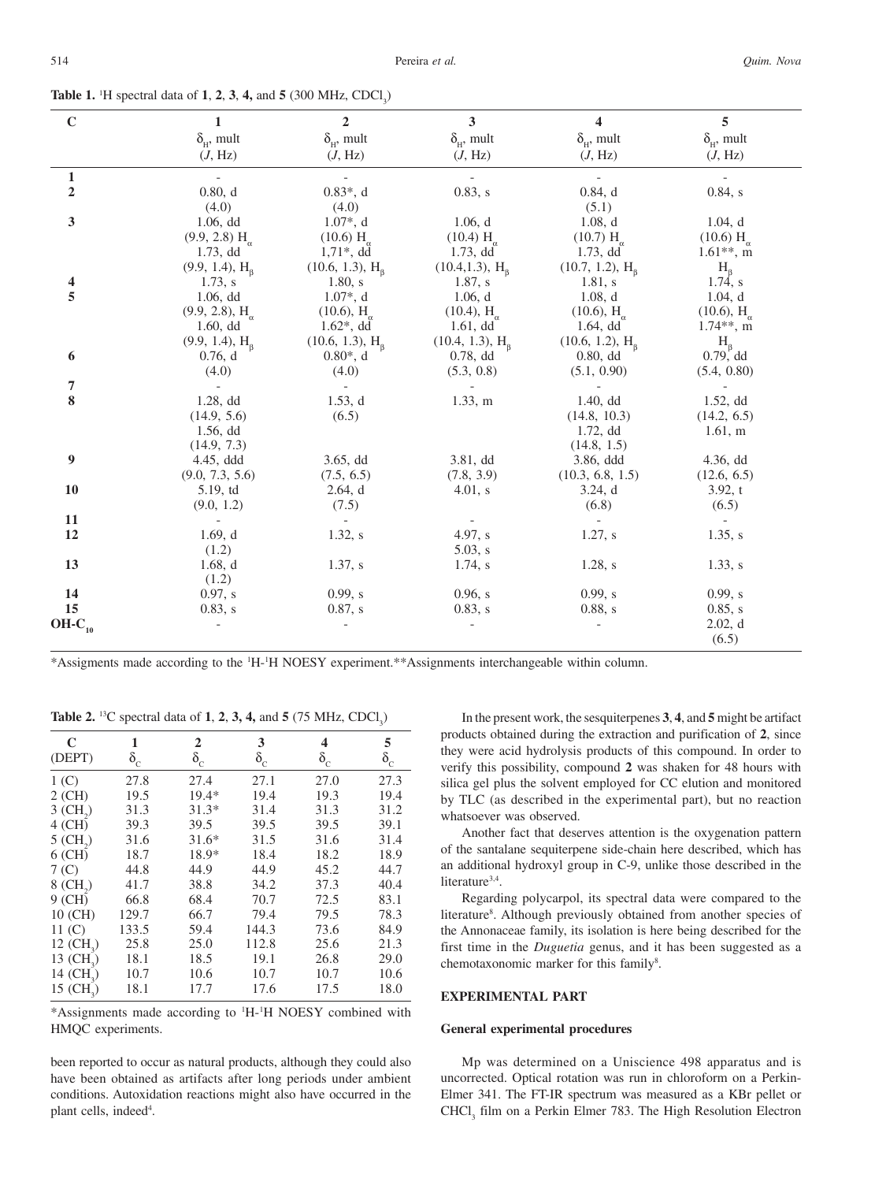**Table 1.** $^1$H spectral data of **1**, **2**, **3**, **4,** and **5** (300 MHz, $CDCl_3$)

| C | 1<br>$\delta_H$, mult<br>(*J*, Hz) | 2<br>$\delta_H$, mult<br>(*J*, Hz) | 3<br>$\delta_H$, mult<br>(*J*, Hz) | 4<br>$\delta_H$, mult<br>(*J*, Hz) | 5<br>$\delta_H$, mult<br>(*J*, Hz) |
|---|---|---|---|---|---|
| **1** | - | - | - | - | - |
| **2** | 0.80, d<br>(4.0) | 0.83*, d<br>(4.0) | 0.83, s | 0.84, d<br>(5.1) | 0.84, s |
| **3** | 1.06, dd<br>(9.9, 2.8) $H_\alpha$<br>1.73, dd<br>(9.9, 1.4), $H_\beta$ | 1.07*, d<br>(10.6) $H_\alpha$<br>1,71*, dd<br>(10.6, 1.3), $H_\beta$ | 1.06, d<br>(10.4) $H_\alpha$<br>1.73, dd<br>(10.4,1.3), $H_\beta$ | 1.08, d<br>(10.7) $H_\alpha$<br>1.73, dd<br>(10.7, 1.2), $H_\beta$ | 1.04, d<br>(10.6) $H_\alpha$<br>1.61**, m<br>$H_\beta$ |
| **4** | 1.73, s | 1.80, s | 1.87, s | 1.81, s | 1.74, s |
| **5** | 1.06, dd<br>(9.9, 2.8), $H_\alpha$<br>1.60, dd<br>(9.9, 1.4), $H_\beta$ | 1.07*, d<br>(10.6), $H_\alpha$<br>1.62*, dd<br>(10.6, 1.3), $H_\beta$ | 1.06, d<br>(10.4), $H_\alpha$<br>1.61, dd<br>(10.4, 1.3), $H_\beta$ | 1.08, d<br>(10.6), $H_\alpha$<br>1.64, dd<br>(10.6, 1.2), $H_\beta$ | 1.04, d<br>(10.6), $H_\alpha$<br>1.74**, m<br>$H_\beta$ |
| **6** | 0.76, d<br>(4.0) | 0.80*, d<br>(4.0) | 0.78, dd<br>(5.3, 0.8) | 0.80, dd<br>(5.1, 0.90) | 0.79, dd<br>(5.4, 0.80) |
| **7** | - | - | - | - | - |
| **8** | 1.28, dd<br>(14.9, 5.6)<br>1.56, dd<br>(14.9, 7.3) | 1.53, d<br>(6.5) | 1.33, m | 1.40, dd<br>(14.8, 10.3)<br>1.72, dd<br>(14.8, 1.5) | 1.52, dd<br>(14.2, 6.5)<br>1.61, m |
| **9** | 4.45, ddd<br>(9.0, 7.3, 5.6) | 3.65, dd<br>(7.5, 6.5) | 3.81, dd<br>(7.8, 3.9) | 3.86, ddd<br>(10.3, 6.8, 1.5) | 4.36, dd<br>(12.6, 6.5) |
| **10** | 5.19, td<br>(9.0, 1.2) | 2.64, d<br>(7.5) | 4.01, s | 3.24, d<br>(6.8) | 3.92, t<br>(6.5) |
| **11** | - | - | - | - | - |
| **12** | 1.69, d<br>(1.2) | 1.32, s | 4.97, s<br>5.03, s | 1.27, s | 1.35, s |
| **13** | 1.68, d<br>(1.2) | 1.37, s | 1.74, s | 1.28, s | 1.33, s |
| **14** | 0.97, s | 0.99, s | 0.96, s | 0.99, s | 0.99, s |
| **15** | 0.83, s | 0.87, s | 0.83, s | 0.88, s | 0.85, s |
| **OH-C$_{10}$** | - | - | - | - | 2.02, d<br>(6.5) |

*Assigments made according to the $^1$H-$^1$H NOESY experiment.**Assignments interchangeable within column.

**Table 2.** $^{13}$C spectral data of **1**, **2**, **3, 4,** and **5** (75 MHz, $CDCl_3$)

| C (DEPT) | 1 $\delta_C$ | 2 $\delta_C$ | 3 $\delta_C$ | 4 $\delta_C$ | 5 $\delta_C$ |
|---|---|---|---|---|---|
| 1 (C) | 27.8 | 27.4 | 27.1 | 27.0 | 27.3 |
| 2 (CH) | 19.5 | 19.4* | 19.4 | 19.3 | 19.4 |
| 3 ($CH_2$) | 31.3 | 31.3* | 31.4 | 31.3 | 31.2 |
| 4 (CH) | 39.3 | 39.5 | 39.5 | 39.5 | 39.1 |
| 5 ($CH_2$) | 31.6 | 31.6* | 31.5 | 31.6 | 31.4 |
| 6 (CH) | 18.7 | 18.9* | 18.4 | 18.2 | 18.9 |
| 7 (C) | 44.8 | 44.9 | 44.9 | 45.2 | 44.7 |
| 8 ($CH_2$) | 41.7 | 38.8 | 34.2 | 37.3 | 40.4 |
| 9 (CH) | 66.8 | 68.4 | 70.7 | 72.5 | 83.1 |
| 10 (CH) | 129.7 | 66.7 | 79.4 | 79.5 | 78.3 |
| 11 (C) | 133.5 | 59.4 | 144.3 | 73.6 | 84.9 |
| 12 ($CH_3$) | 25.8 | 25.0 | 112.8 | 25.6 | 21.3 |
| 13 ($CH_3$) | 18.1 | 18.5 | 19.1 | 26.8 | 29.0 |
| 14 ($CH_3$) | 10.7 | 10.6 | 10.7 | 10.7 | 10.6 |
| 15 ($CH_3$) | 18.1 | 17.7 | 17.6 | 17.5 | 18.0 |

*Assignments made according to $^1$H-$^1$H NOESY combined with HMQC experiments.

been reported to occur as natural products, although they could also have been obtained as artifacts after long periods under ambient conditions. Autoxidation reactions might also have occurred in the plant cells, indeed[4].

In the present work, the sesquiterpenes **3**, **4**, and **5** might be artifact products obtained during the extraction and purification of **2**, since they were acid hydrolysis products of this compound. In order to verify this possibility, compound **2** was shaken for 48 hours with silica gel plus the solvent employed for CC elution and monitored by TLC (as described in the experimental part), but no reaction whatsoever was observed.

Another fact that deserves attention is the oxygenation pattern of the santalane sequiterpene side-chain here described, which has an additional hydroxyl group in C-9, unlike those described in the literature[3,4].

Regarding polycarpol, its spectral data were compared to the literature[8]. Although previously obtained from another species of the Annonaceae family, its isolation is here being described for the first time in the *Duguetia* genus, and it has been suggested as a chemotaxonomic marker for this family[8].

## EXPERIMENTAL PART

### General experimental procedures

Mp was determined on a Uniscience 498 apparatus and is uncorrected. Optical rotation was run in chloroform on a Perkin-Elmer 341. The FT-IR spectrum was measured as a KBr pellet or $CHCl_3$ film on a Perkin Elmer 783. The High Resolution Electron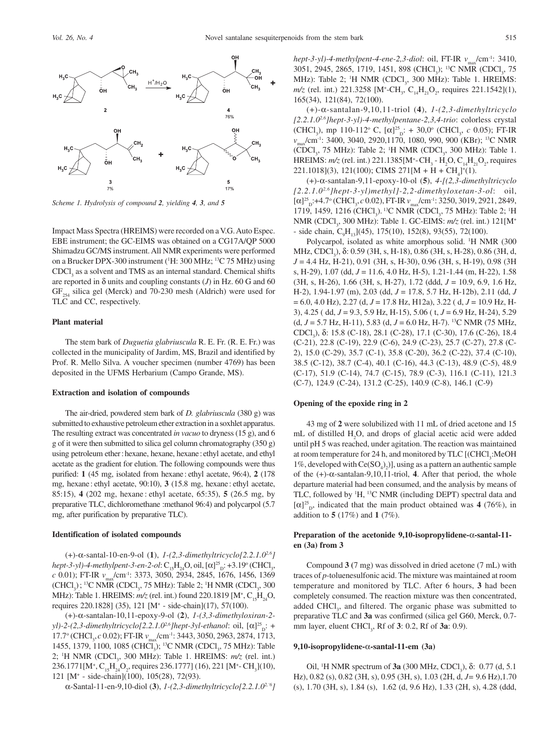Scheme 1. Hydrolysis of compound **2**, yielding **4**, **3**, and **5**

Impact Mass Spectra (HREIMS) were recorded on a V.G. Auto Espec. EBE instrument; the GC-EIMS was obtained on a CG17A/QP 5000 Shimadzu GC/MS instrument. All NMR experiments were performed on a Brucker DPX-300 instrument ($^1$H: 300 MHz; $^{13}$C 75 MHz) using $CDCl_3$ as a solvent and TMS as an internal standard. Chemical shifts are reported in δ units and coupling constants (*J*) in Hz. 60 G and 60 $GF_{254}$ silica gel (Merck) and 70-230 mesh (Aldrich) were used for TLC and CC, respectively.

### Plant material

The stem bark of *Duguetia glabriuscula* R. E. Fr. (R. E. Fr.) was collected in the municipality of Jardim, MS, Brazil and identified by Prof. R. Mello Silva. A voucher specimen (number 4769) has been deposited in the UFMS Herbarium (Campo Grande, MS).

### Extraction and isolation of compounds

The air-dried, powdered stem bark of *D. glabriuscula* (380 g) was submitted to exhaustive petroleum ether extraction in a soxhlet apparatus. The resulting extract was concentrated *in vacuo* to dryness (15 g), and 6 g of it were then submitted to silica gel column chromatography (350 g) using petroleum ether : hexane, hexane, hexane : ethyl acetate, and ethyl acetate as the gradient for elution. The following compounds were thus purified: **1** (45 mg, isolated from hexane : ethyl acetate, 96:4), **2** (178 mg, hexane : ethyl acetate, 90:10), **3** (15.8 mg, hexane : ethyl acetate, 85:15), **4** (202 mg, hexane : ethyl acetate, 65:35), **5** (26.5 mg, by preparative TLC, dichloromethane :methanol 96:4) and polycarpol (5.7 mg, after purification by preparative TLC).

### Identification of isolated compounds

(+)-α-santal-10-en-9-ol (**1**), *1-(2,3-dimethyltricyclo[2.2.1.0$^{2,6}$]hept-3-yl)-4-methylpent-3-en-2-ol*: $C_{15}H_{24}O$, oil, $[\alpha]^{25}_D$: +3.19° ($CHCl_3$, *c* 0.01); FT-IR $\nu_{max}$/cm$^{-1}$: 3373, 3050, 2934, 2845, 1676, 1456, 1369 ($CHCl_3$) ; $^{13}$C NMR ($CDCl_3$, 75 MHz): Table 2; $^1$H NMR ($CDCl_3$, 300 MHz): Table 1. HREIMS: *m/z* (rel. int.) found 220.1819 [$M^+$, $C_{15}H_{24}O$, requires 220.1828] (35), 121 [$M^+$ - side-chain](17), 57(100).

(+)-α-santalan-10,11-epoxy-9-ol (**2**), *1-(3,3-dimethyloxiran-2-yl)-2-(2,3-dimethyltricyclo[2.2.1.0$^{2,6}$]hept-3yl-ethanol*: oil, $[\alpha]^{25}_D$: + 17.7° ($CHCl_3$, *c* 0.02); FT-IR $\nu_{max}$/cm$^{-1}$: 3443, 3050, 2963, 2874, 1713, 1455, 1379, 1100, 1085 ($CHCl_3$); $^{13}$C NMR ($CDCl_3$, 75 MHz): Table 2; $^1$H NMR ($CDCl_3$, 300 MHz): Table 1. HREIMS: *m/z* (rel. int.) 236.1771[$M^+$, $C_{15}H_{24}O_2$, requires 236.1777] (16), 221 [$M^+$- $CH_3$](10), 121 [$M^+$ - side-chain](100), 105(28), 72(93).

α-Santal-11-en-9,10-diol (**3**), *1-(2,3-dimethyltricyclo[2.2.1.0$^{2,6}$]hept-3-yl)-4-methylpent-4-ene-2,3-diol*: oil, FT-IR $\nu_{max}$/cm$^{-1}$: 3410, 3051, 2945, 2865, 1719, 1451, 898 ($CHCl_3$); $^{13}$C NMR ($CDCl_3$, 75 MHz): Table 2; $^1$H NMR ($CDCl_3$, 300 MHz): Table 1. HREIMS: *m/z* (rel. int.) 221.3258 [$M^+$-$CH_3$, $C_{14}H_{21}O_2$, requires 221.1542](1), 165(34), 121(84), 72(100).

(+)-α-santalan-9,10,11-triol (**4**), *1-(2,3-dimethyltricyclo[2.2.1.0$^{2,6}$]hept-3-yl)-4-methylpentane-2,3,4-trio*: colorless crystal ($CHCl_3$), mp 110-112° C, $[\alpha]^{25}_D$: + 30,0° ($CHCl_3$, *c* 0.05); FT-IR $\nu_{max}$/cm$^{-1}$: 3400, 3040, 2920,1170, 1080, 990, 900 (KBr); $^{13}$C NMR ($CDCl_3$, 75 MHz): Table 2; $^1$H NMR ($CDCl_3$, 300 MHz): Table 1. HREIMS: *m/z* (rel. int.) 221.1385[$M^+$- $CH_3$ - $H_2O$, $C_{14}H_{21}O_2$, requires 221.1018](3), 121(100); CIMS 271[M + H + $CH_4$]$^+$(1).

(+)-α-santalan-9,11-epoxy-10-ol (**5**), *4-[(2,3-dimethyltricyclo[2.2.1.0$^{2,6}$]hept-3-yl)methyl]-2,2-dimethyloxetan-3-ol*: oil, $[\alpha]^{25}_D$:+4.7° ($CHCl_3$, *c* 0.02), FT-IR $\nu_{max}$/cm$^{-1}$: 3250, 3019, 2921, 2849, 1719, 1459, 1216 ($CHCl_3$). $^{13}$C NMR ($CDCl_3$, 75 MHz): Table 2; $^1$H NMR ($CDCl_3$, 300 MHz): Table 1. GC-EIMS: *m/z* (rel. int.) 121[$M^+$ - side chain, $C_9H_{13}$](45), 175(10), 152(8), 93(55), 72(100).

Polycarpol, isolated as white amorphous solid. $^1$H NMR (300 MHz, $CDCl_3$), δ: 0.59 (3H, s, H-18), 0.86 (3H, s, H-28), 0.86 (3H, d, *J* = 4.4 Hz, H-21), 0.91 (3H, s, H-30), 0.96 (3H, s, H-19), 0.98 (3H s, H-29), 1.07 (dd, *J* = 11.6, 4.0 Hz, H-5), 1.21-1.44 (m, H-22), 1.58 (3H, s, H-26), 1.66 (3H, s, H-27), 1.72 (ddd, *J* = 10.9, 6.9, 1.6 Hz, H-2), 1.94-1.97 (m), 2.03 (dd, *J* = 17.8, 5.7 Hz, H-12b), 2.11 (dd, *J* = 6.0, 4.0 Hz), 2.27 (d, *J* = 17.8 Hz, H12a), 3.22 ( d, *J* = 10.9 Hz, H-3), 4.25 ( dd, *J* = 9.3, 5.9 Hz, H-15), 5.06 ( t, *J* = 6.9 Hz, H-24), 5.29 (d, *J* = 5.7 Hz, H-11), 5.83 (d, *J* = 6.0 Hz, H-7). $^{13}$C NMR (75 MHz, $CDCl_3$), δ: 15.8 (C-18), 28.1 (C-28), 17.1 (C-30), 17.6 (C-26), 18.4 (C-21), 22.8 (C-19), 22.9 (C-6), 24.9 (C-23), 25.7 (C-27), 27.8 (C-2), 15.0 (C-29), 35.7 (C-1), 35.8 (C-20), 36.2 (C-22), 37.4 (C-10), 38.5 (C-12), 38.7 (C-4), 40.1 (C-16), 44.3 (C-13), 48.9 (C-5), 48.9 (C-17), 51.9 (C-14), 74.7 (C-15), 78.9 (C-3), 116.1 (C-11), 121.3 (C-7), 124.9 (C-24), 131.2 (C-25), 140.9 (C-8), 146.1 (C-9)

### Opening of the epoxide ring in 2

43 mg of **2** were solubilized with 11 mL of dried acetone and 15 mL of distilled $H_2O$, and drops of glacial acetic acid were added until pH 5 was reached, under agitation. The reaction was maintained at room temperature for 24 h, and monitored by TLC [($CHCl_3$:MeOH 1%, developed with $Ce(SO_4)_2$)], using as a pattern an authentic sample of the (+)-α-santalan-9,10,11-triol, **4**. After that period, the whole departure material had been consumed, and the analysis by means of TLC, followed by $^1$H, $^{13}$C NMR (including DEPT) spectral data and $[\alpha]^{25}_D$, indicated that the main product obtained was **4** (76%), in addition to **5** (17%) and **1** (7%).

### Preparation of the acetonide 9,10-isopropylidene-α-santal-11-en (3a) from 3

Compound **3** (7 mg) was dissolved in dried acetone (7 mL) with traces of *p*-toluenesulfonic acid. The mixture was maintained at room temperature and monitored by TLC. After 6 hours, **3** had been completely consumed. The reaction mixture was then concentrated, added $CHCl_3$, and filtered. The organic phase was submitted to preparative TLC and **3a** was confirmed (silica gel G60, Merck, 0.7-mm layer, eluent $CHCl_3$, Rf of **3**: 0.2, Rf of **3a**: 0.9).

### 9,10-isopropylidene-α-santal-11-em (3a)

Oil, $^1$H NMR spectrum of **3a** (300 MHz, $CDCl_3$), δ: 0.77 (d, 5.1 Hz), 0.82 (s), 0.82 (3H, s), 0.95 (3H, s), 1.03 (2H, d, *J*= 9.6 Hz),1.70 (s), 1.70 (3H, s), 1.84 (s), 1.62 (d, 9.6 Hz), 1.33 (2H, s), 4.28 (ddd,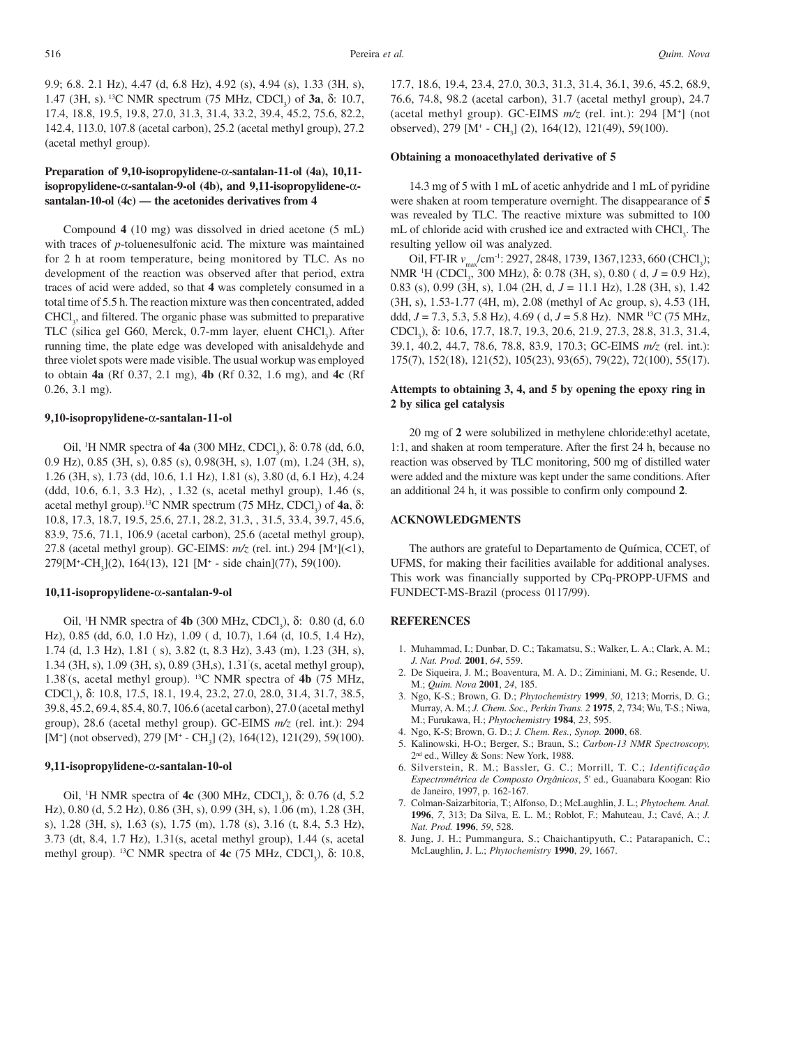9.9; 6.8. 2.1 Hz), 4.47 (d, 6.8 Hz), 4.92 (s), 4.94 (s), 1.33 (3H, s), 1.47 (3H, s). $^{13}$C NMR spectrum (75 MHz, $CDCl_3$) of **3a**, δ: 10.7, 17.4, 18.8, 19.5, 19.8, 27.0, 31.3, 31.4, 33.2, 39.4, 45.2, 75.6, 82.2, 142.4, 113.0, 107.8 (acetal carbon), 25.2 (acetal methyl group), 27.2 (acetal methyl group).

### Preparation of 9,10-isopropylidene-α-santalan-11-ol (4a), 10,11-isopropylidene-α-santalan-9-ol (4b), and 9,11-isopropylidene-α-santalan-10-ol (4c) — the acetonides derivatives from 4

Compound **4** (10 mg) was dissolved in dried acetone (5 mL) with traces of *p*-toluenesulfonic acid. The mixture was maintained for 2 h at room temperature, being monitored by TLC. As no development of the reaction was observed after that period, extra traces of acid were added, so that **4** was completely consumed in a total time of 5.5 h. The reaction mixture was then concentrated, added $CHCl_3$, and filtered. The organic phase was submitted to preparative TLC (silica gel G60, Merck, 0.7-mm layer, eluent $CHCl_3$). After running time, the plate edge was developed with anisaldehyde and three violet spots were made visible. The usual workup was employed to obtain **4a** (Rf 0.37, 2.1 mg), **4b** (Rf 0.32, 1.6 mg), and **4c** (Rf 0.26, 3.1 mg).

### 9,10-isopropylidene-α-santalan-11-ol

Oil, $^1$H NMR spectra of **4a** (300 MHz, $CDCl_3$), δ: 0.78 (dd, 6.0, 0.9 Hz), 0.85 (3H, s), 0.85 (s), 0.98(3H, s), 1.07 (m), 1.24 (3H, s), 1.26 (3H, s), 1.73 (dd, 10.6, 1.1 Hz), 1.81 (s), 3.80 (d, 6.1 Hz), 4.24 (ddd, 10.6, 6.1, 3.3 Hz), , 1.32 (s, acetal methyl group), 1.46 (s, acetal methyl group).$^{13}$C NMR spectrum (75 MHz, $CDCl_3$) of **4a**, δ: 10.8, 17.3, 18.7, 19.5, 25.6, 27.1, 28.2, 31.3, , 31.5, 33.4, 39.7, 45.6, 83.9, 75.6, 71.1, 106.9 (acetal carbon), 25.6 (acetal methyl group), 27.8 (acetal methyl group). GC-EIMS: *m/z* (rel. int.) 294 [$M^+$](<1), 279[$M^+$-$CH_3$](2), 164(13), 121 [$M^+$ - side chain](77), 59(100).

### 10,11-isopropylidene-α-santalan-9-ol

Oil, $^1$H NMR spectra of **4b** (300 MHz, $CDCl_3$), δ: 0.80 (d, 6.0 Hz), 0.85 (dd, 6.0, 1.0 Hz), 1.09 ( d, 10.7), 1.64 (d, 10.5, 1.4 Hz), 1.74 (d, 1.3 Hz), 1.81 ( s), 3.82 (t, 8.3 Hz), 3.43 (m), 1.23 (3H, s), 1.34 (3H, s), 1.09 (3H, s), 0.89 (3H,s), 1.31' (s, acetal methyl group), 1.38' (s, acetal methyl group). $^{13}$C NMR spectra of **4b** (75 MHz, $CDCl_3$), δ: 10.8, 17.5, 18.1, 19.4, 23.2, 27.0, 28.0, 31.4, 31.7, 38.5, 39.8, 45.2, 69.4, 85.4, 80.7, 106.6 (acetal carbon), 27.0 (acetal methyl group), 28.6 (acetal methyl group). GC-EIMS *m/z* (rel. int.): 294 [$M^+$] (not observed), 279 [$M^+$ - $CH_3$] (2), 164(12), 121(29), 59(100).

### 9,11-isopropylidene-α-santalan-10-ol

Oil, $^1$H NMR spectra of **4c** (300 MHz, $CDCl_3$), δ: 0.76 (d, 5.2 Hz), 0.80 (d, 5.2 Hz), 0.86 (3H, s), 0.99 (3H, s), 1.06 (m), 1.28 (3H, s), 1.28 (3H, s), 1.63 (s), 1.75 (m), 1.78 (s), 3.16 (t, 8.4, 5.3 Hz), 3.73 (dt, 8.4, 1.7 Hz), 1.31(s, acetal methyl group), 1.44 (s, acetal methyl group). $^{13}$C NMR spectra of **4c** (75 MHz, $CDCl_3$), δ: 10.8, 17.7, 18.6, 19.4, 23.4, 27.0, 30.3, 31.3, 31.4, 36.1, 39.6, 45.2, 68.9, 76.6, 74.8, 98.2 (acetal carbon), 31.7 (acetal methyl group), 24.7 (acetal methyl group). GC-EIMS *m/z* (rel. int.): 294 [$M^+$] (not observed), 279 [$M^+$ - $CH_3$] (2), 164(12), 121(49), 59(100).

### Obtaining a monoacethylated derivative of 5

14.3 mg of 5 with 1 mL of acetic anhydride and 1 mL of pyridine were shaken at room temperature overnight. The disappearance of **5** was revealed by TLC. The reactive mixture was submitted to 100 mL of chloride acid with crushed ice and extracted with $CHCl_3$. The resulting yellow oil was analyzed.

Oil, FT-IR $v_{max}$/cm$^{-1}$: 2927, 2848, 1739, 1367,1233, 660 ($CHCl_3$); NMR $^1$H ($CDCl_3$, 300 MHz), δ: 0.78 (3H, s), 0.80 ( d, $J$ = 0.9 Hz), 0.83 (s), 0.99 (3H, s), 1.04 (2H, d, $J$ = 11.1 Hz), 1.28 (3H, s), 1.42 (3H, s), 1.53-1.77 (4H, m), 2.08 (methyl of Ac group, s), 4.53 (1H, ddd, $J$ = 7.3, 5.3, 5.8 Hz), 4.69 ( d, $J$ = 5.8 Hz). NMR $^{13}$C (75 MHz, $CDCl_3$), δ: 10.6, 17.7, 18.7, 19.3, 20.6, 21.9, 27.3, 28.8, 31.3, 31.4, 39.1, 40.2, 44.7, 78.6, 78.8, 83.9, 170.3; GC-EIMS *m/z* (rel. int.): 175(7), 152(18), 121(52), 105(23), 93(65), 79(22), 72(100), 55(17).

### Attempts to obtaining 3, 4, and 5 by opening the epoxy ring in 2 by silica gel catalysis

20 mg of **2** were solubilized in methylene chloride:ethyl acetate, 1:1, and shaken at room temperature. After the first 24 h, because no reaction was observed by TLC monitoring, 500 mg of distilled water were added and the mixture was kept under the same conditions. After an additional 24 h, it was possible to confirm only compound **2**.

## ACKNOWLEDGMENTS

The authors are grateful to Departamento de Química, CCET, of UFMS, for making their facilities available for additional analyses. This work was financially supported by CPq-PROPP-UFMS and FUNDECT-MS-Brazil (process 0117/99).

## REFERENCES

1. Muhammad, I.; Dunbar, D. C.; Takamatsu, S.; Walker, L. A.; Clark, A. M.; *J. Nat. Prod.* **2001**, *64*, 559.
2. De Siqueira, J. M.; Boaventura, M. A. D.; Ziminiani, M. G.; Resende, U. M.; *Quim. Nova* **2001**, *24*, 185.
3. Ngo, K-S.; Brown, G. D.; *Phytochemistry* **1999**, *50*, 1213; Morris, D. G.; Murray, A. M.; *J. Chem. Soc., Perkin Trans. 2* **1975**, *2*, 734; Wu, T-S.; Niwa, M.; Furukawa, H.; *Phytochemistry* **1984**, *23*, 595.
4. Ngo, K-S; Brown, G. D.; *J. Chem. Res., Synop.* **2000**, 68.
5. Kalinowski, H-O.; Berger, S.; Braun, S.; *Carbon-13 NMR Spectroscopy*, 2nd ed., Willey & Sons: New York, 1988.
6. Silverstein, R. M.; Bassler, G. C.; Morrill, T. C.; *Identificação Espectrométrica de Composto Orgânicos*, 5ª ed., Guanabara Koogan: Rio de Janeiro, 1997, p. 162-167.
7. Colman-Saizarbitoria, T.; Alfonso, D.; McLaughlin, J. L.; *Phytochem. Anal.* **1996**, *7*, 313; Da Silva, E. L. M.; Roblot, F.; Mahuteau, J.; Cavé, A.; *J. Nat. Prod.* **1996**, *59*, 528.
8. Jung, J. H.; Pummangura, S.; Chaichantipyuth, C.; Patarapanich, C.; McLaughlin, J. L.; *Phytochemistry* **1990**, *29*, 1667.